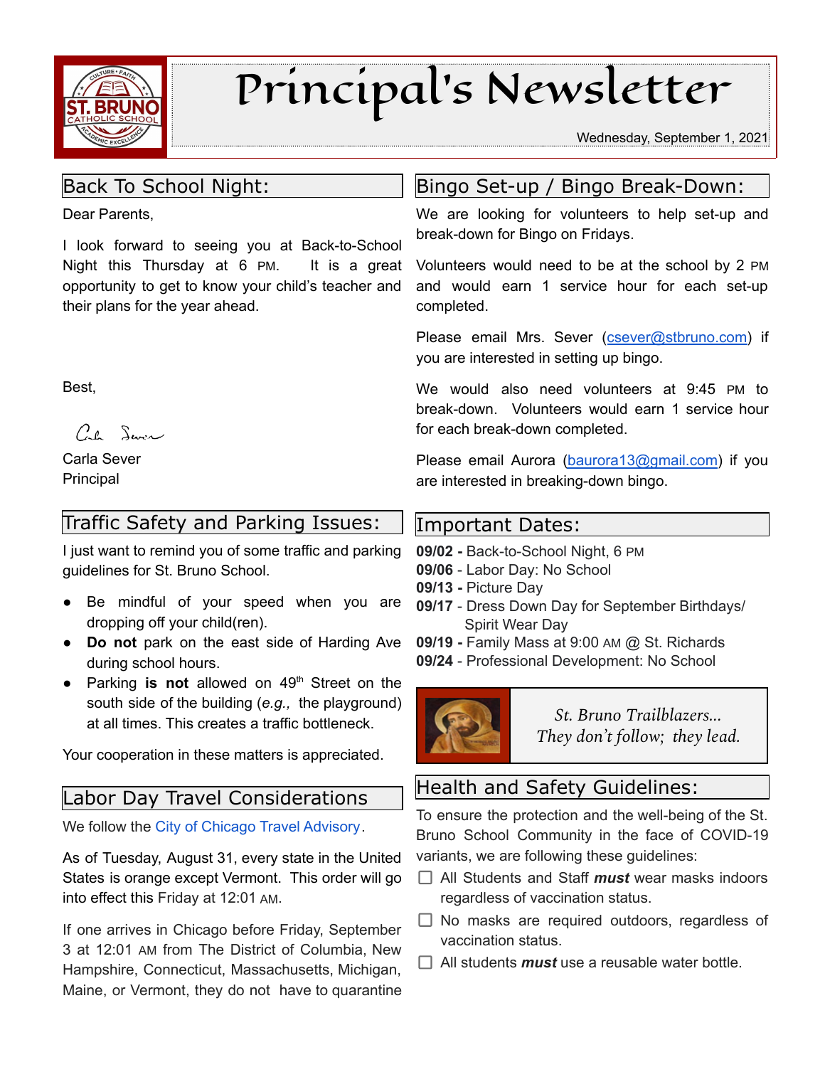# Principal's Newsletter

Wednesday, September 1, 2021

## Back To School Night:

Dear Parents,

I look forward to seeing you at Back-to-School Night this Thursday at 6 PM. It is a great opportunity to get to know your child's teacher and their plans for the year ahead.

Best,

Carla Sever
Principal

## Traffic Safety and Parking Issues:

I just want to remind you of some traffic and parking guidelines for St. Bruno School.

- Be mindful of your speed when you are dropping off your child(ren).
- **Do not** park on the east side of Harding Ave during school hours.
- Parking **is not** allowed on 49th Street on the south side of the building (*e.g.,* the playground) at all times. This creates a traffic bottleneck.

Your cooperation in these matters is appreciated.

## Labor Day Travel Considerations

We follow the City of Chicago Travel Advisory.

As of Tuesday, August 31, every state in the United States is orange except Vermont. This order will go into effect this Friday at 12:01 AM.

If one arrives in Chicago before Friday, September 3 at 12:01 AM from The District of Columbia, New Hampshire, Connecticut, Massachusetts, Michigan, Maine, or Vermont, they do not have to quarantine

## Bingo Set-up / Bingo Break-Down:

We are looking for volunteers to help set-up and break-down for Bingo on Fridays.

Volunteers would need to be at the school by 2 PM and would earn 1 service hour for each set-up completed.

Please email Mrs. Sever (csever@stbruno.com) if you are interested in setting up bingo.

We would also need volunteers at 9:45 PM to break-down. Volunteers would earn 1 service hour for each break-down completed.

Please email Aurora (baurora13@gmail.com) if you are interested in breaking-down bingo.

## Important Dates:

**09/02 -** Back-to-School Night, 6 PM
**09/06** - Labor Day: No School
**09/13 -** Picture Day
**09/17** - Dress Down Day for September Birthdays/ Spirit Wear Day
**09/19 -** Family Mass at 9:00 AM @ St. Richards
**09/24** - Professional Development: No School

*St. Bruno Trailblazers...*
*They don't follow; they lead.*

## Health and Safety Guidelines:

To ensure the protection and the well-being of the St. Bruno School Community in the face of COVID-19 variants, we are following these guidelines:

- [ ] All Students and Staff ***must*** wear masks indoors regardless of vaccination status.
- [ ] No masks are required outdoors, regardless of vaccination status.
- [ ] All students ***must*** use a reusable water bottle.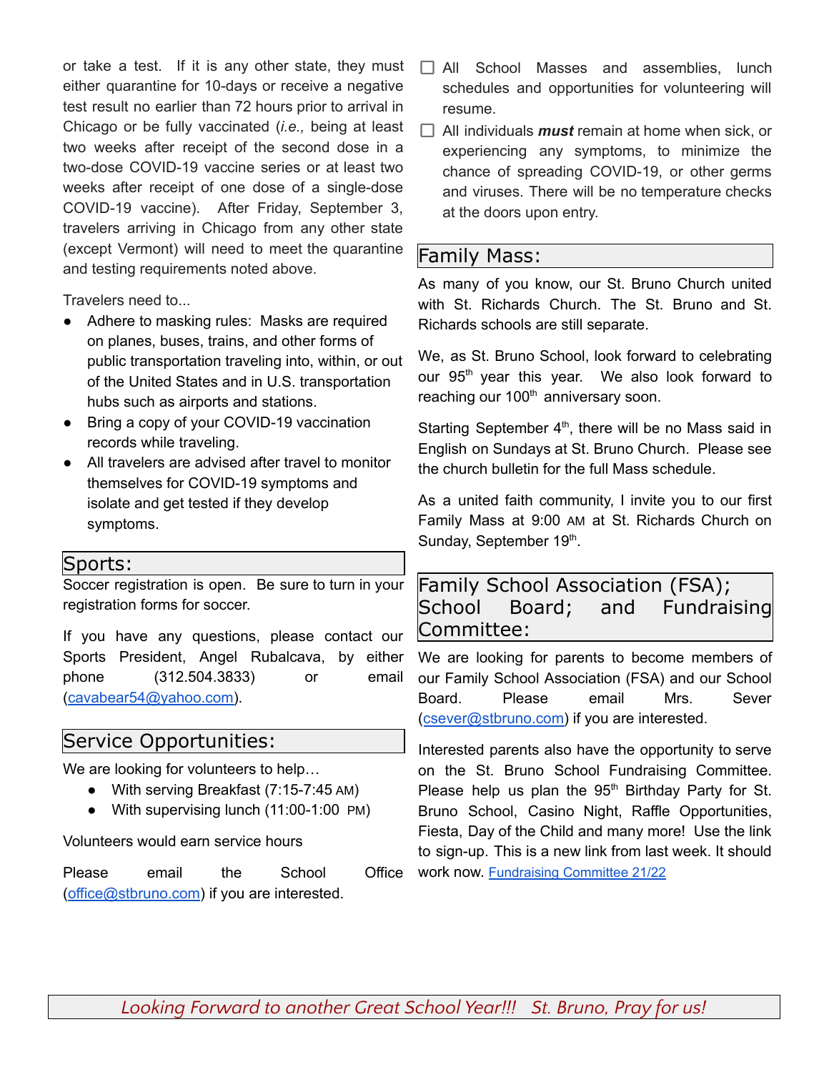or take a test. If it is any other state, they must either quarantine for 10-days or receive a negative test result no earlier than 72 hours prior to arrival in Chicago or be fully vaccinated (*i.e.,* being at least two weeks after receipt of the second dose in a two-dose COVID-19 vaccine series or at least two weeks after receipt of one dose of a single-dose COVID-19 vaccine). After Friday, September 3, travelers arriving in Chicago from any other state (except Vermont) will need to meet the quarantine and testing requirements noted above.

Travelers need to...

- Adhere to masking rules: Masks are required on planes, buses, trains, and other forms of public transportation traveling into, within, or out of the United States and in U.S. transportation hubs such as airports and stations.
- Bring a copy of your COVID-19 vaccination records while traveling.
- All travelers are advised after travel to monitor themselves for COVID-19 symptoms and isolate and get tested if they develop symptoms.

## Sports:

Soccer registration is open. Be sure to turn in your registration forms for soccer.

If you have any questions, please contact our Sports President, Angel Rubalcava, by either phone (312.504.3833) or email (cavabear54@yahoo.com).

## Service Opportunities:

We are looking for volunteers to help…

- With serving Breakfast (7:15-7:45 AM)
- With supervising lunch (11:00-1:00 PM)

Volunteers would earn service hours

Please email the School Office (office@stbruno.com) if you are interested.

- [ ] All School Masses and assemblies, lunch schedules and opportunities for volunteering will resume.
- [ ] All individuals ***must*** remain at home when sick, or experiencing any symptoms, to minimize the chance of spreading COVID-19, or other germs and viruses. There will be no temperature checks at the doors upon entry.

## Family Mass:

As many of you know, our St. Bruno Church united with St. Richards Church. The St. Bruno and St. Richards schools are still separate.

We, as St. Bruno School, look forward to celebrating our 95th year this year. We also look forward to reaching our 100th anniversary soon.

Starting September 4th, there will be no Mass said in English on Sundays at St. Bruno Church. Please see the church bulletin for the full Mass schedule.

As a united faith community, I invite you to our first Family Mass at 9:00 AM at St. Richards Church on Sunday, September 19th.

## Family School Association (FSA); School Board; and Fundraising Committee:

We are looking for parents to become members of our Family School Association (FSA) and our School Board. Please email Mrs. Sever (csever@stbruno.com) if you are interested.

Interested parents also have the opportunity to serve on the St. Bruno School Fundraising Committee. Please help us plan the 95th Birthday Party for St. Bruno School, Casino Night, Raffle Opportunities, Fiesta, Day of the Child and many more! Use the link to sign-up. This is a new link from last week. It should work now. Fundraising Committee 21/22

*Looking Forward to another Great School Year!!! St. Bruno, Pray for us!*